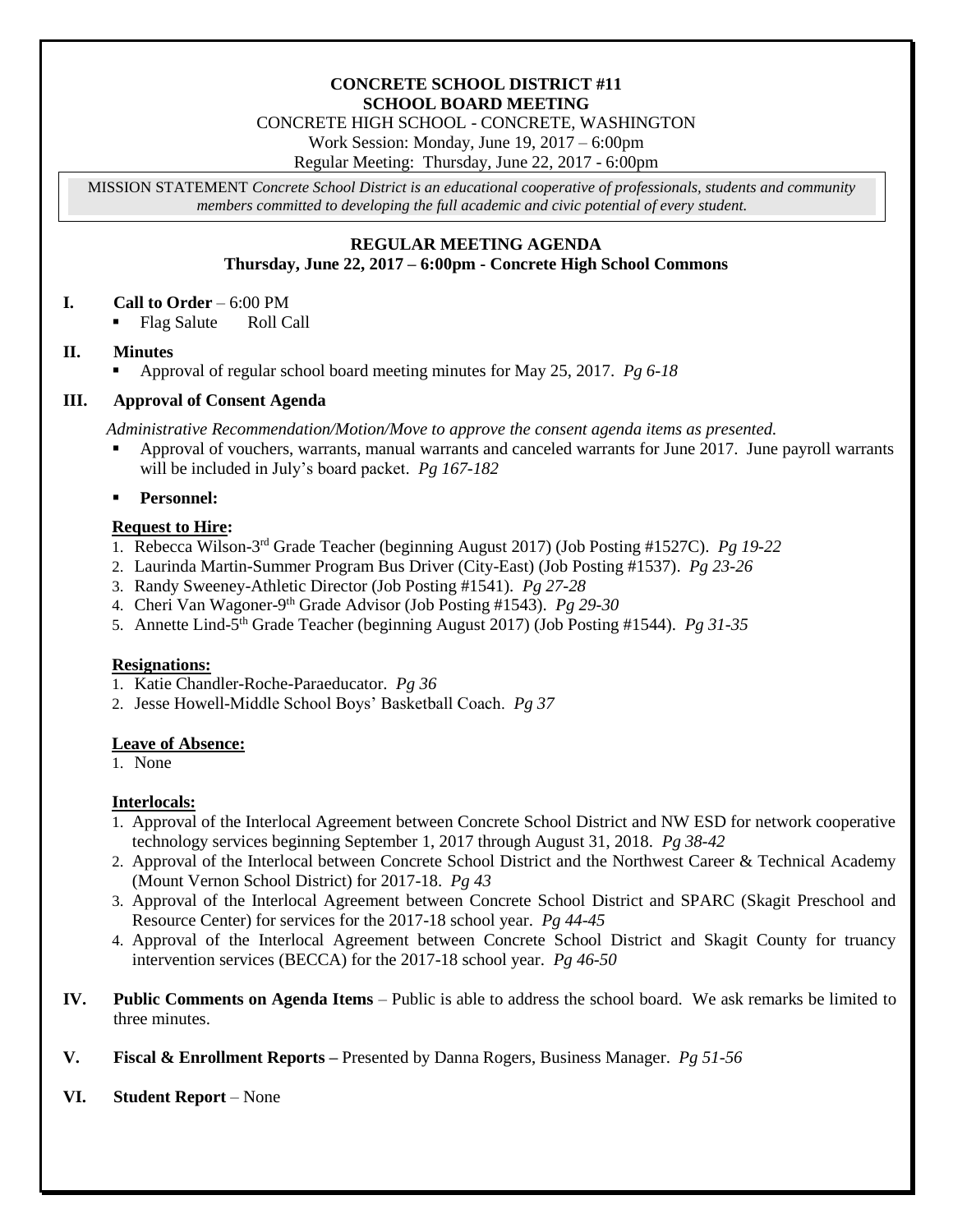**CONCRETE SCHOOL DISTRICT #11**
**SCHOOL BOARD MEETING**

CONCRETE HIGH SCHOOL - CONCRETE, WASHINGTON

Work Session: Monday, June 19, 2017 – 6:00pm

Regular Meeting: Thursday, June 22, 2017 - 6:00pm

MISSION STATEMENT *Concrete School District is an educational cooperative of professionals, students and community members committed to developing the full academic and civic potential of every student.*

## REGULAR MEETING AGENDA
### Thursday, June 22, 2017 – 6:00pm - Concrete High School Commons

**I. Call to Order** – 6:00 PM

- Flag Salute Roll Call

**II. Minutes**

- Approval of regular school board meeting minutes for May 25, 2017. *Pg 6-18*

**III. Approval of Consent Agenda**

*Administrative Recommendation/Motion/Move to approve the consent agenda items as presented.*

- Approval of vouchers, warrants, manual warrants and canceled warrants for June 2017. June payroll warrants will be included in July's board packet. *Pg 167-182*
- **Personnel:**

**Request to Hire:**

1. Rebecca Wilson-3rd Grade Teacher (beginning August 2017) (Job Posting #1527C). *Pg 19-22*
2. Laurinda Martin-Summer Program Bus Driver (City-East) (Job Posting #1537). *Pg 23-26*
3. Randy Sweeney-Athletic Director (Job Posting #1541). *Pg 27-28*
4. Cheri Van Wagoner-9th Grade Advisor (Job Posting #1543). *Pg 29-30*
5. Annette Lind-5th Grade Teacher (beginning August 2017) (Job Posting #1544). *Pg 31-35*

**Resignations:**

1. Katie Chandler-Roche-Paraeducator. *Pg 36*
2. Jesse Howell-Middle School Boys' Basketball Coach. *Pg 37*

**Leave of Absence:**

1. None

**Interlocals:**

1. Approval of the Interlocal Agreement between Concrete School District and NW ESD for network cooperative technology services beginning September 1, 2017 through August 31, 2018. *Pg 38-42*
2. Approval of the Interlocal between Concrete School District and the Northwest Career & Technical Academy (Mount Vernon School District) for 2017-18. *Pg 43*
3. Approval of the Interlocal Agreement between Concrete School District and SPARC (Skagit Preschool and Resource Center) for services for the 2017-18 school year. *Pg 44-45*
4. Approval of the Interlocal Agreement between Concrete School District and Skagit County for truancy intervention services (BECCA) for the 2017-18 school year. *Pg 46-50*

**IV. Public Comments on Agenda Items** – Public is able to address the school board. We ask remarks be limited to three minutes.

**V. Fiscal & Enrollment Reports –** Presented by Danna Rogers, Business Manager. *Pg 51-56*

**VI. Student Report** – None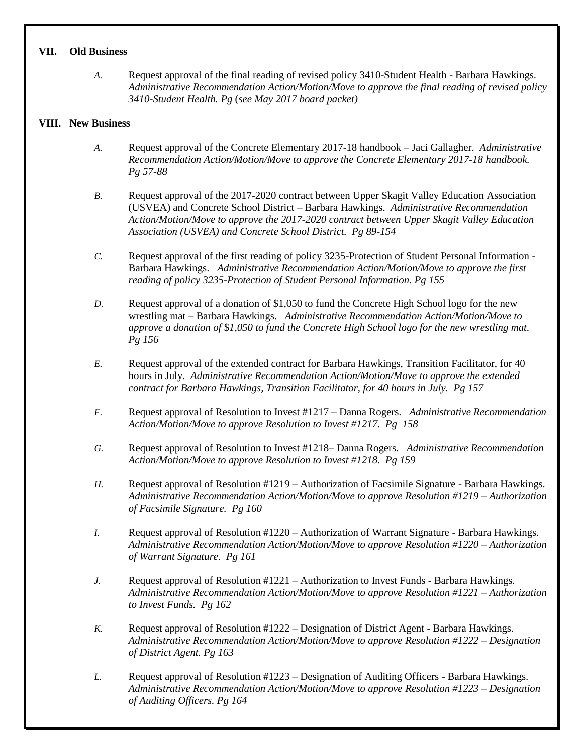## VII. Old Business

*A.* Request approval of the final reading of revised policy 3410-Student Health - Barbara Hawkings. *Administrative Recommendation Action/Motion/Move to approve the final reading of revised policy 3410-Student Health. Pg* (*see May 2017 board packet)*

## VIII. New Business

*A.* Request approval of the Concrete Elementary 2017-18 handbook – Jaci Gallagher. *Administrative Recommendation Action/Motion/Move to approve the Concrete Elementary 2017-18 handbook. Pg 57-88*

*B.* Request approval of the 2017-2020 contract between Upper Skagit Valley Education Association (USVEA) and Concrete School District – Barbara Hawkings. *Administrative Recommendation Action/Motion/Move to approve the 2017-2020 contract between Upper Skagit Valley Education Association (USVEA) and Concrete School District. Pg 89-154*

*C.* Request approval of the first reading of policy 3235-Protection of Student Personal Information - Barbara Hawkings. *Administrative Recommendation Action/Motion/Move to approve the first reading of policy 3235-Protection of Student Personal Information. Pg 155*

*D.* Request approval of a donation of $1,050 to fund the Concrete High School logo for the new wrestling mat – Barbara Hawkings. *Administrative Recommendation Action/Motion/Move to approve a donation of $1,050 to fund the Concrete High School logo for the new wrestling mat. Pg 156*

*E.* Request approval of the extended contract for Barbara Hawkings, Transition Facilitator, for 40 hours in July. *Administrative Recommendation Action/Motion/Move to approve the extended contract for Barbara Hawkings, Transition Facilitator, for 40 hours in July. Pg 157*

*F.* Request approval of Resolution to Invest #1217 – Danna Rogers. *Administrative Recommendation Action/Motion/Move to approve Resolution to Invest #1217. Pg 158*

*G.* Request approval of Resolution to Invest #1218– Danna Rogers. *Administrative Recommendation Action/Motion/Move to approve Resolution to Invest #1218. Pg 159*

*H.* Request approval of Resolution #1219 – Authorization of Facsimile Signature - Barbara Hawkings. *Administrative Recommendation Action/Motion/Move to approve Resolution #1219 – Authorization of Facsimile Signature. Pg 160*

*I.* Request approval of Resolution #1220 – Authorization of Warrant Signature - Barbara Hawkings. *Administrative Recommendation Action/Motion/Move to approve Resolution #1220 – Authorization of Warrant Signature. Pg 161*

*J.* Request approval of Resolution #1221 – Authorization to Invest Funds - Barbara Hawkings. *Administrative Recommendation Action/Motion/Move to approve Resolution #1221 – Authorization to Invest Funds. Pg 162*

*K.* Request approval of Resolution #1222 – Designation of District Agent - Barbara Hawkings. *Administrative Recommendation Action/Motion/Move to approve Resolution #1222 – Designation of District Agent. Pg 163*

*L.* Request approval of Resolution #1223 – Designation of Auditing Officers - Barbara Hawkings. *Administrative Recommendation Action/Motion/Move to approve Resolution #1223 – Designation of Auditing Officers. Pg 164*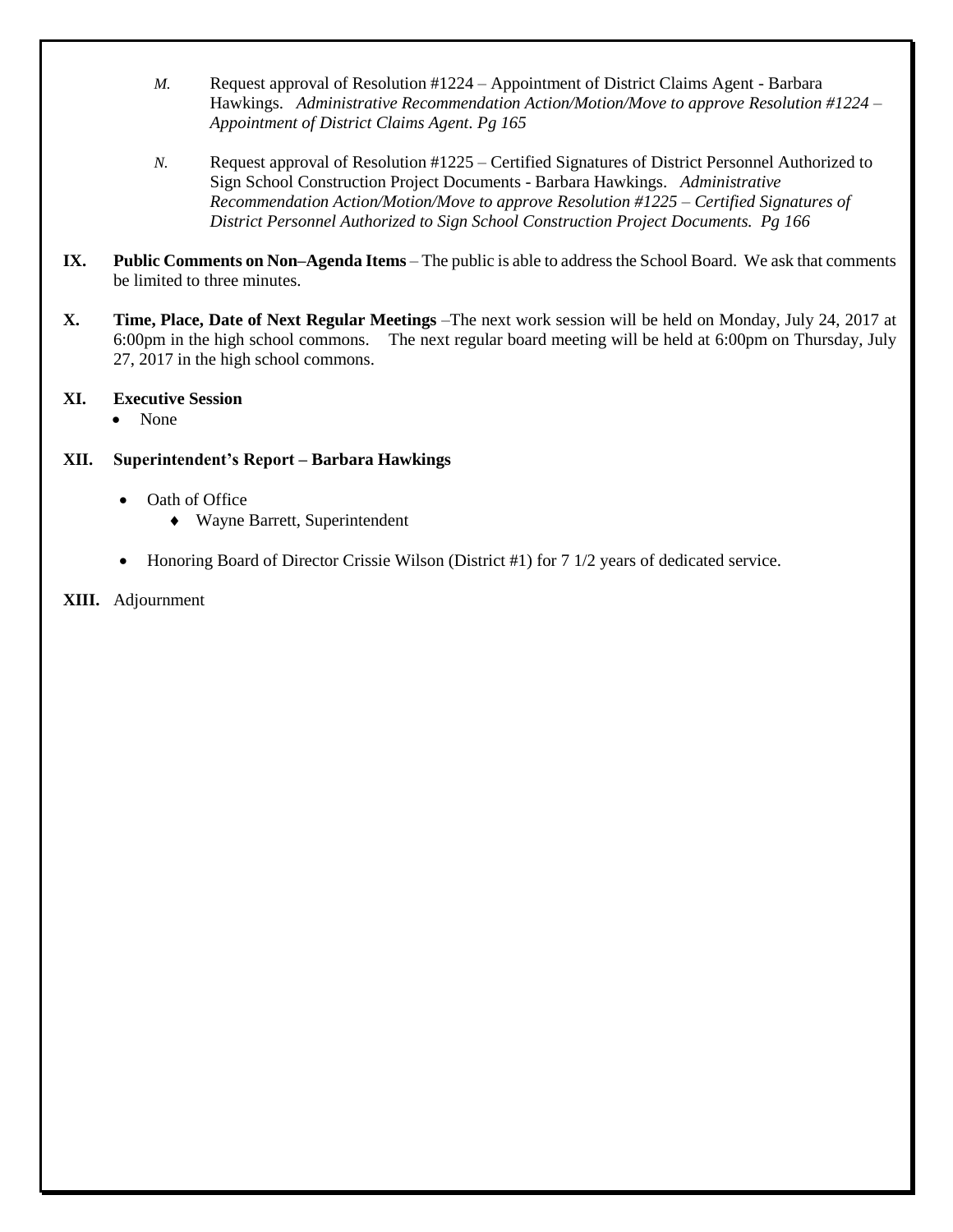*M.* Request approval of Resolution #1224 – Appointment of District Claims Agent - Barbara Hawkings. *Administrative Recommendation Action/Motion/Move to approve Resolution #1224 – Appointment of District Claims Agent. Pg 165*

*N.* Request approval of Resolution #1225 – Certified Signatures of District Personnel Authorized to Sign School Construction Project Documents - Barbara Hawkings. *Administrative Recommendation Action/Motion/Move to approve Resolution #1225 – Certified Signatures of District Personnel Authorized to Sign School Construction Project Documents. Pg 166*

**IX. Public Comments on Non–Agenda Items** – The public is able to address the School Board. We ask that comments be limited to three minutes.

**X. Time, Place, Date of Next Regular Meetings** –The next work session will be held on Monday, July 24, 2017 at 6:00pm in the high school commons. The next regular board meeting will be held at 6:00pm on Thursday, July 27, 2017 in the high school commons.

**XI. Executive Session**

- None

**XII. Superintendent's Report – Barbara Hawkings**

- Oath of Office
  - Wayne Barrett, Superintendent
- Honoring Board of Director Crissie Wilson (District #1) for 7 1/2 years of dedicated service.

**XIII.** Adjournment